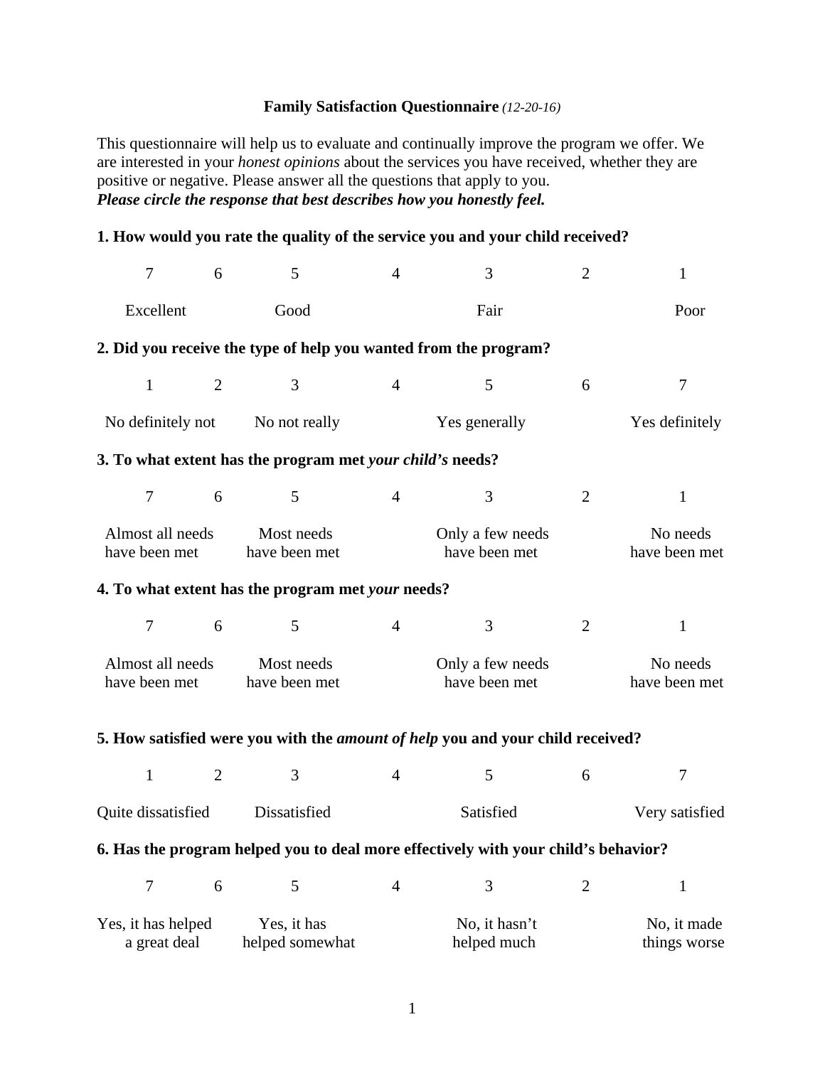**Family Satisfaction Questionnaire** *(12-20-16)*

This questionnaire will help us to evaluate and continually improve the program we offer. We are interested in your *honest opinions* about the services you have received, whether they are positive or negative. Please answer all the questions that apply to you.
***Please circle the response that best describes how you honestly feel.***

**1. How would you rate the quality of the service you and your child received?**

| 7 | 6 | 5 | 4 | 3 | 2 | 1 |
|---|---|---|---|---|---|---|
| Excellent | | Good | | Fair | | Poor |

**2. Did you receive the type of help you wanted from the program?**

| 1 | 2 | 3 | 4 | 5 | 6 | 7 |
|---|---|---|---|---|---|---|
| No definitely not | | No not really | | Yes generally | | Yes definitely |

**3. To what extent has the program met *your child's* needs?**

| 7 | 6 | 5 | 4 | 3 | 2 | 1 |
|---|---|---|---|---|---|---|
| Almost all needs have been met | | Most needs have been met | | Only a few needs have been met | | No needs have been met |

**4. To what extent has the program met *your* needs?**

| 7 | 6 | 5 | 4 | 3 | 2 | 1 |
|---|---|---|---|---|---|---|
| Almost all needs have been met | | Most needs have been met | | Only a few needs have been met | | No needs have been met |

**5. How satisfied were you with the *amount of help* you and your child received?**

| 1 | 2 | 3 | 4 | 5 | 6 | 7 |
|---|---|---|---|---|---|---|
| Quite dissatisfied | | Dissatisfied | | Satisfied | | Very satisfied |

**6. Has the program helped you to deal more effectively with your child's behavior?**

| 7 | 6 | 5 | 4 | 3 | 2 | 1 |
|---|---|---|---|---|---|---|
| Yes, it has helped a great deal | | Yes, it has helped somewhat | | No, it hasn't helped much | | No, it made things worse |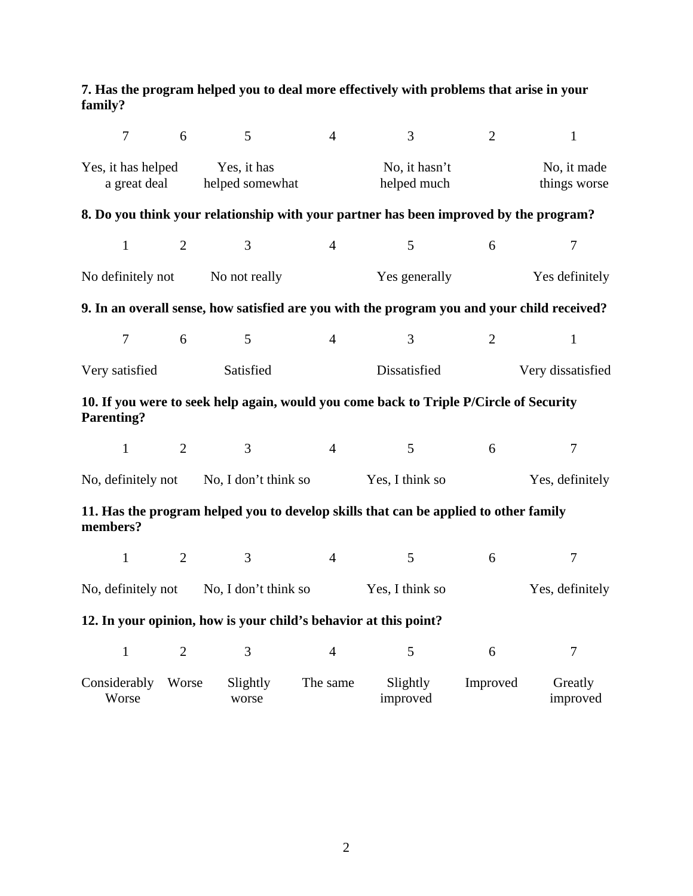**7. Has the program helped you to deal more effectively with problems that arise in your family?**

| 7 | 6 | 5 | 4 | 3 | 2 | 1 |
|---|---|---|---|---|---|---|
| Yes, it has helped a great deal | | Yes, it has helped somewhat | | No, it hasn't helped much | | No, it made things worse |

**8. Do you think your relationship with your partner has been improved by the program?**

| 1 | 2 | 3 | 4 | 5 | 6 | 7 |
|---|---|---|---|---|---|---|
| No definitely not | | No not really | | Yes generally | | Yes definitely |

**9. In an overall sense, how satisfied are you with the program you and your child received?**

| 7 | 6 | 5 | 4 | 3 | 2 | 1 |
|---|---|---|---|---|---|---|
| Very satisfied | | Satisfied | | Dissatisfied | | Very dissatisfied |

**10. If you were to seek help again, would you come back to Triple P/Circle of Security Parenting?**

| 1 | 2 | 3 | 4 | 5 | 6 | 7 |
|---|---|---|---|---|---|---|
| No, definitely not | | No, I don't think so | | Yes, I think so | | Yes, definitely |

**11. Has the program helped you to develop skills that can be applied to other family members?**

| 1 | 2 | 3 | 4 | 5 | 6 | 7 |
|---|---|---|---|---|---|---|
| No, definitely not | | No, I don't think so | | Yes, I think so | | Yes, definitely |

**12. In your opinion, how is your child's behavior at this point?**

| 1 | 2 | 3 | 4 | 5 | 6 | 7 |
|---|---|---|---|---|---|---|
| Considerably Worse | Worse | Slightly worse | The same | Slightly improved | Improved | Greatly improved |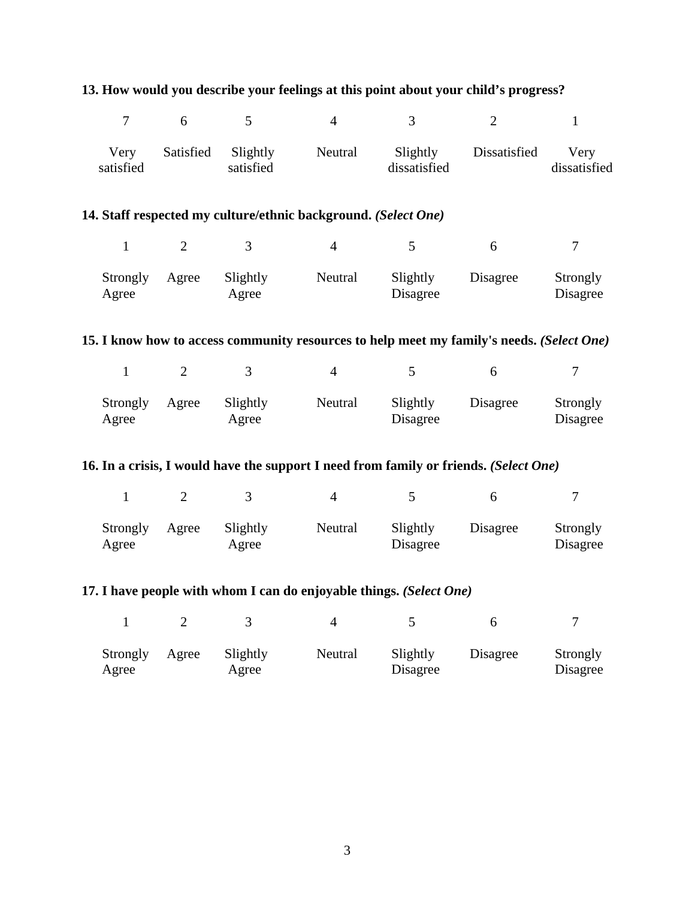**13. How would you describe your feelings at this point about your child's progress?**

| 7 | 6 | 5 | 4 | 3 | 2 | 1 |
|---|---|---|---|---|---|---|
| Very satisfied | Satisfied | Slightly satisfied | Neutral | Slightly dissatisfied | Dissatisfied | Very dissatisfied |

**14. Staff respected my culture/ethnic background.** ***(Select One)***

| 1 | 2 | 3 | 4 | 5 | 6 | 7 |
|---|---|---|---|---|---|---|
| Strongly Agree | Agree | Slightly Agree | Neutral | Slightly Disagree | Disagree | Strongly Disagree |

**15. I know how to access community resources to help meet my family's needs.** ***(Select One)***

| 1 | 2 | 3 | 4 | 5 | 6 | 7 |
|---|---|---|---|---|---|---|
| Strongly Agree | Agree | Slightly Agree | Neutral | Slightly Disagree | Disagree | Strongly Disagree |

**16. In a crisis, I would have the support I need from family or friends.** ***(Select One)***

| 1 | 2 | 3 | 4 | 5 | 6 | 7 |
|---|---|---|---|---|---|---|
| Strongly Agree | Agree | Slightly Agree | Neutral | Slightly Disagree | Disagree | Strongly Disagree |

**17. I have people with whom I can do enjoyable things.** ***(Select One)***

| 1 | 2 | 3 | 4 | 5 | 6 | 7 |
|---|---|---|---|---|---|---|
| Strongly Agree | Agree | Slightly Agree | Neutral | Slightly Disagree | Disagree | Strongly Disagree |